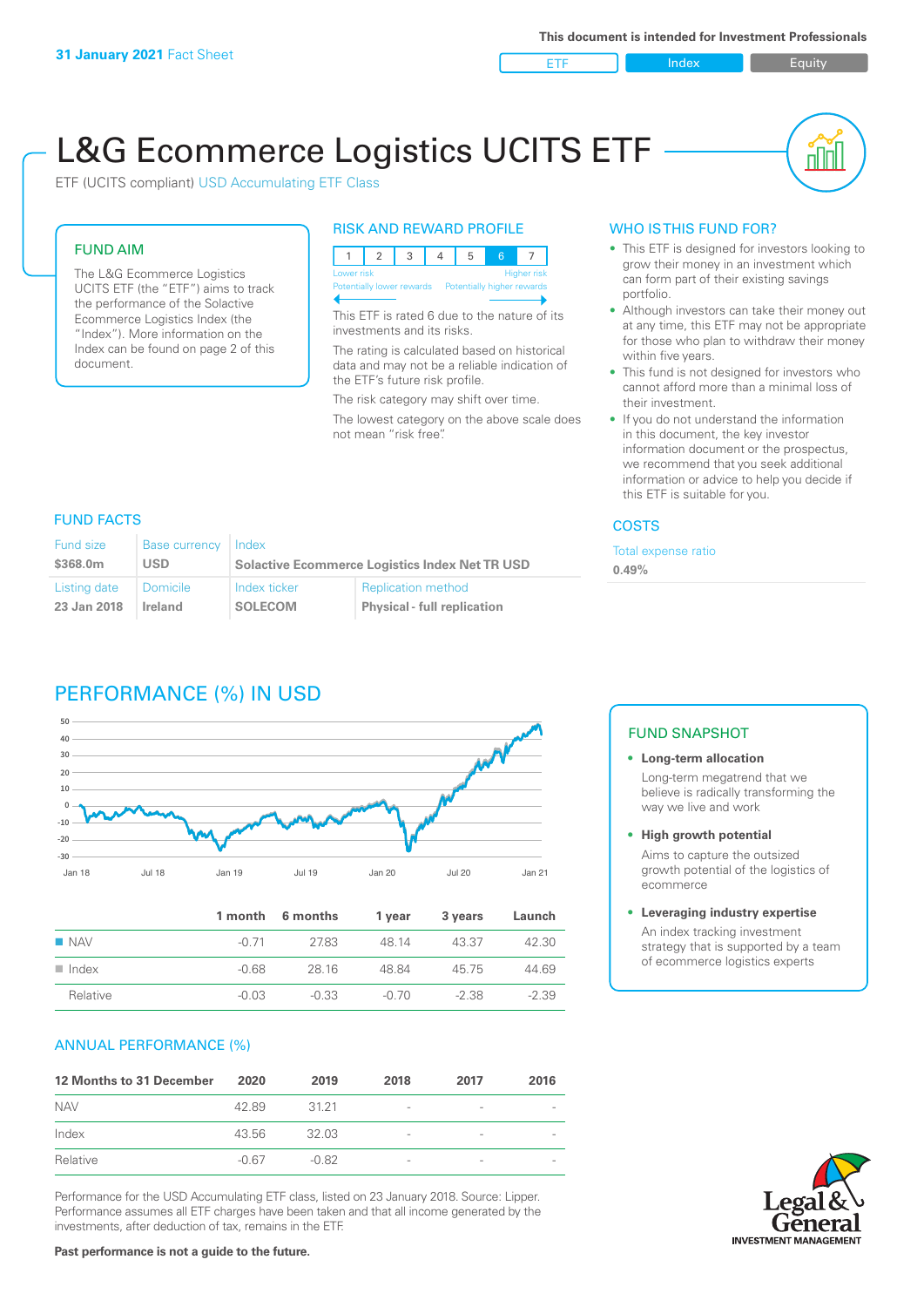**31 January 2021** Fact Sheet

This document is intended for Investment Professionals

ETF | Index | Equity

# L&G Ecommerce Logistics UCITS ETF

ETF (UCITS compliant) USD Accumulating ETF Class

## FUND AIM

The L&G Ecommerce Logistics UCITS ETF (the "ETF") aims to track the performance of the Solactive Ecommerce Logistics Index (the "Index"). More information on the Index can be found on page 2 of this document.

## RISK AND REWARD PROFILE

| 1 | 2 | 3 | 4 | 5 | 6 | 7 |
|---|---|---|---|---|---|---|

Lower risk — Higher risk
Potentially lower rewards — Potentially higher rewards

This ETF is rated 6 due to the nature of its investments and its risks.

The rating is calculated based on historical data and may not be a reliable indication of the ETF's future risk profile.

The risk category may shift over time.

The lowest category on the above scale does not mean "risk free".

## WHO IS THIS FUND FOR?

- This ETF is designed for investors looking to grow their money in an investment which can form part of their existing savings portfolio.
- Although investors can take their money out at any time, this ETF may not be appropriate for those who plan to withdraw their money within five years.
- This fund is not designed for investors who cannot afford more than a minimal loss of their investment.
- If you do not understand the information in this document, the key investor information document or the prospectus, we recommend that you seek additional information or advice to help you decide if this ETF is suitable for you.

## FUND FACTS

| Fund size | Base currency | Index | |
|---|---|---|---|
| $368.0m | USD | Solactive Ecommerce Logistics Index Net TR USD | |
| **Listing date** | **Domicile** | **Index ticker** | **Replication method** |
| 23 Jan 2018 | Ireland | SOLECOM | Physical - full replication |

## COSTS

Total expense ratio
**0.49%**

## PERFORMANCE (%) IN USD

| | 1 month | 6 months | 1 year | 3 years | Launch |
|---|---|---|---|---|---|
| NAV | -0.71 | 27.83 | 48.14 | 43.37 | 42.30 |
| Index | -0.68 | 28.16 | 48.84 | 45.75 | 44.69 |
| Relative | -0.03 | -0.33 | -0.70 | -2.38 | -2.39 |

## FUND SNAPSHOT

- **Long-term allocation**
  Long-term megatrend that we believe is radically transforming the way we live and work
- **High growth potential**
  Aims to capture the outsized growth potential of the logistics of ecommerce
- **Leveraging industry expertise**
  An index tracking investment strategy that is supported by a team of ecommerce logistics experts

## ANNUAL PERFORMANCE (%)

| 12 Months to 31 December | 2020 | 2019 | 2018 | 2017 | 2016 |
|---|---|---|---|---|---|
| NAV | 42.89 | 31.21 | - | - | - |
| Index | 43.56 | 32.03 | - | - | - |
| Relative | -0.67 | -0.82 | - | - | - |

Performance for the USD Accumulating ETF class, listed on 23 January 2018. Source: Lipper. Performance assumes all ETF charges have been taken and that all income generated by the investments, after deduction of tax, remains in the ETF.

**Past performance is not a guide to the future.**

Legal & General INVESTMENT MANAGEMENT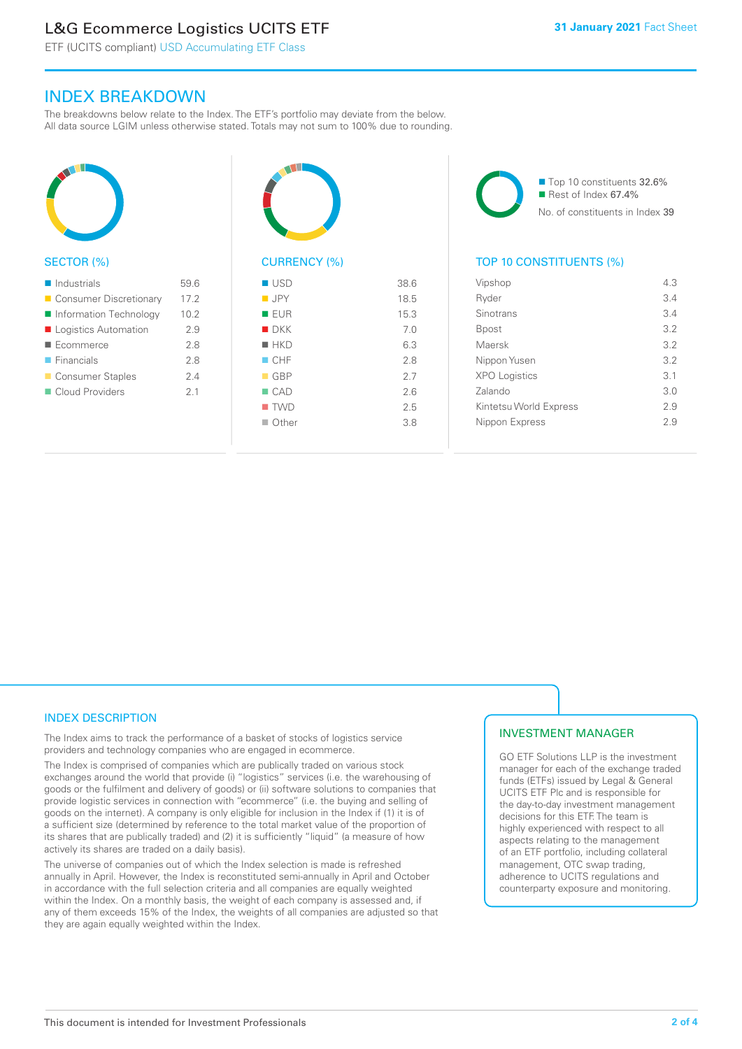## INDEX BREAKDOWN

The breakdowns below relate to the Index. The ETF's portfolio may deviate from the below. All data source LGIM unless otherwise stated. Totals may not sum to 100% due to rounding.

### SECTOR (%)

| Sector | % |
|---|---|
| Industrials | 59.6 |
| Consumer Discretionary | 17.2 |
| Information Technology | 10.2 |
| Logistics Automation | 2.9 |
| Ecommerce | 2.8 |
| Financials | 2.8 |
| Consumer Staples | 2.4 |
| Cloud Providers | 2.1 |

### CURRENCY (%)

| Currency | % |
|---|---|
| USD | 38.6 |
| JPY | 18.5 |
| EUR | 15.3 |
| DKK | 7.0 |
| HKD | 6.3 |
| CHF | 2.8 |
| GBP | 2.7 |
| CAD | 2.6 |
| TWD | 2.5 |
| Other | 3.8 |

- Top 10 constituents 32.6%
- Rest of Index 67.4%

No. of constituents in Index 39

### TOP 10 CONSTITUENTS (%)

| Constituent | % |
|---|---|
| Vipshop | 4.3 |
| Ryder | 3.4 |
| Sinotrans | 3.4 |
| Bpost | 3.2 |
| Maersk | 3.2 |
| Nippon Yusen | 3.2 |
| XPO Logistics | 3.1 |
| Zalando | 3.0 |
| Kintetsu World Express | 2.9 |
| Nippon Express | 2.9 |

## INDEX DESCRIPTION

The Index aims to track the performance of a basket of stocks of logistics service providers and technology companies who are engaged in ecommerce.

The Index is comprised of companies which are publically traded on various stock exchanges around the world that provide (i) "logistics" services (i.e. the warehousing of goods or the fulfilment and delivery of goods) or (ii) software solutions to companies that provide logistic services in connection with "ecommerce" (i.e. the buying and selling of goods on the internet). A company is only eligible for inclusion in the Index if (1) it is of a sufficient size (determined by reference to the total market value of the proportion of its shares that are publically traded) and (2) it is sufficiently "liquid" (a measure of how actively its shares are traded on a daily basis).

The universe of companies out of which the Index selection is made is refreshed annually in April. However, the Index is reconstituted semi-annually in April and October in accordance with the full selection criteria and all companies are equally weighted within the Index. On a monthly basis, the weight of each company is assessed and, if any of them exceeds 15% of the Index, the weights of all companies are adjusted so that they are again equally weighted within the Index.

## INVESTMENT MANAGER

GO ETF Solutions LLP is the investment manager for each of the exchange traded funds (ETFs) issued by Legal & General UCITS ETF Plc and is responsible for the day-to-day investment management decisions for this ETF. The team is highly experienced with respect to all aspects relating to the management of an ETF portfolio, including collateral management, OTC swap trading, adherence to UCITS regulations and counterparty exposure and monitoring.

This document is intended for Investment Professionals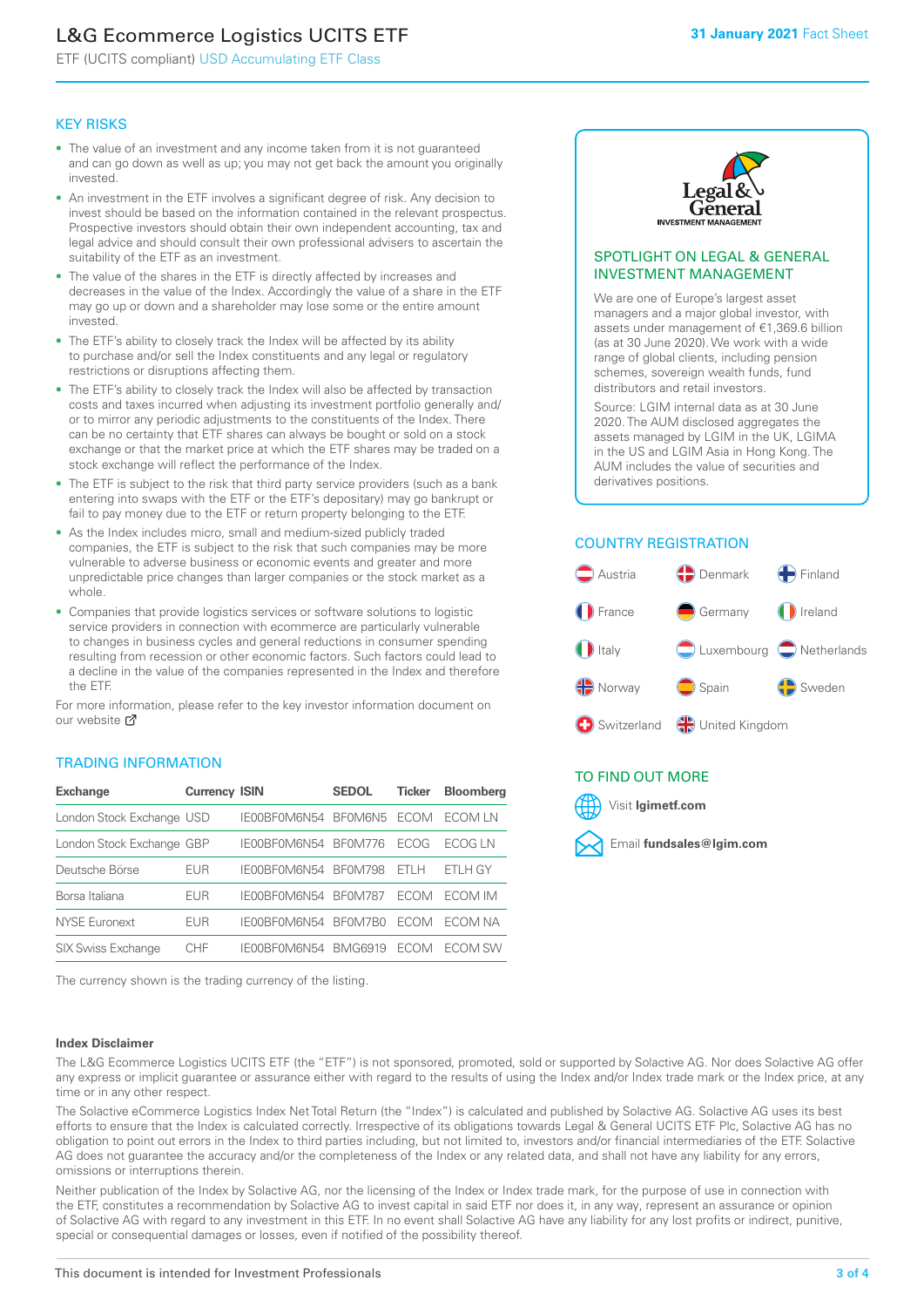# L&G Ecommerce Logistics UCITS ETF

ETF (UCITS compliant) USD Accumulating ETF Class

**31 January 2021** Fact Sheet

## KEY RISKS

- The value of an investment and any income taken from it is not guaranteed and can go down as well as up; you may not get back the amount you originally invested.
- An investment in the ETF involves a significant degree of risk. Any decision to invest should be based on the information contained in the relevant prospectus. Prospective investors should obtain their own independent accounting, tax and legal advice and should consult their own professional advisers to ascertain the suitability of the ETF as an investment.
- The value of the shares in the ETF is directly affected by increases and decreases in the value of the Index. Accordingly the value of a share in the ETF may go up or down and a shareholder may lose some or the entire amount invested.
- The ETF's ability to closely track the Index will be affected by its ability to purchase and/or sell the Index constituents and any legal or regulatory restrictions or disruptions affecting them.
- The ETF's ability to closely track the Index will also be affected by transaction costs and taxes incurred when adjusting its investment portfolio generally and/or to mirror any periodic adjustments to the constituents of the Index. There can be no certainty that ETF shares can always be bought or sold on a stock exchange or that the market price at which the ETF shares may be traded on a stock exchange will reflect the performance of the Index.
- The ETF is subject to the risk that third party service providers (such as a bank entering into swaps with the ETF or the ETF's depositary) may go bankrupt or fail to pay money due to the ETF or return property belonging to the ETF.
- As the Index includes micro, small and medium-sized publicly traded companies, the ETF is subject to the risk that such companies may be more vulnerable to adverse business or economic events and greater and more unpredictable price changes than larger companies or the stock market as a whole.
- Companies that provide logistics services or software solutions to logistic service providers in connection with ecommerce are particularly vulnerable to changes in business cycles and general reductions in consumer spending resulting from recession or other economic factors. Such factors could lead to a decline in the value of the companies represented in the Index and therefore the ETF.

For more information, please refer to the key investor information document on our website

## TRADING INFORMATION

| Exchange | Currency | ISIN | SEDOL | Ticker | Bloomberg |
|---|---|---|---|---|---|
| London Stock Exchange | USD | IE00BF0M6N54 | BF0M6N5 | ECOM | ECOM LN |
| London Stock Exchange | GBP | IE00BF0M6N54 | BF0M776 | ECOG | ECOG LN |
| Deutsche Börse | EUR | IE00BF0M6N54 | BF0M798 | ETLH | ETLH GY |
| Borsa Italiana | EUR | IE00BF0M6N54 | BF0M787 | ECOM | ECOM IM |
| NYSE Euronext | EUR | IE00BF0M6N54 | BF0M7B0 | ECOM | ECOM NA |
| SIX Swiss Exchange | CHF | IE00BF0M6N54 | BMG6919 | ECOM | ECOM SW |

The currency shown is the trading currency of the listing.

## SPOTLIGHT ON LEGAL & GENERAL INVESTMENT MANAGEMENT

We are one of Europe's largest asset managers and a major global investor, with assets under management of €1,369.6 billion (as at 30 June 2020). We work with a wide range of global clients, including pension schemes, sovereign wealth funds, fund distributors and retail investors.

Source: LGIM internal data as at 30 June 2020. The AUM disclosed aggregates the assets managed by LGIM in the UK, LGIMA in the US and LGIM Asia in Hong Kong. The AUM includes the value of securities and derivatives positions.

## COUNTRY REGISTRATION

Austria, Denmark, Finland, France, Germany, Ireland, Italy, Luxembourg, Netherlands, Norway, Spain, Sweden, Switzerland, United Kingdom

## TO FIND OUT MORE

Visit **lgimetf.com**

Email **fundsales@lgim.com**

**Index Disclaimer**

The L&G Ecommerce Logistics UCITS ETF (the "ETF") is not sponsored, promoted, sold or supported by Solactive AG. Nor does Solactive AG offer any express or implicit guarantee or assurance either with regard to the results of using the Index and/or Index trade mark or the Index price, at any time or in any other respect.

The Solactive eCommerce Logistics Index Net Total Return (the "Index") is calculated and published by Solactive AG. Solactive AG uses its best efforts to ensure that the Index is calculated correctly. Irrespective of its obligations towards Legal & General UCITS ETF Plc, Solactive AG has no obligation to point out errors in the Index to third parties including, but not limited to, investors and/or financial intermediaries of the ETF. Solactive AG does not guarantee the accuracy and/or the completeness of the Index or any related data, and shall not have any liability for any errors, omissions or interruptions therein.

Neither publication of the Index by Solactive AG, nor the licensing of the Index or Index trade mark, for the purpose of use in connection with the ETF, constitutes a recommendation by Solactive AG to invest capital in said ETF nor does it, in any way, represent an assurance or opinion of Solactive AG with regard to any investment in this ETF. In no event shall Solactive AG have any liability for any lost profits or indirect, punitive, special or consequential damages or losses, even if notified of the possibility thereof.

This document is intended for Investment Professionals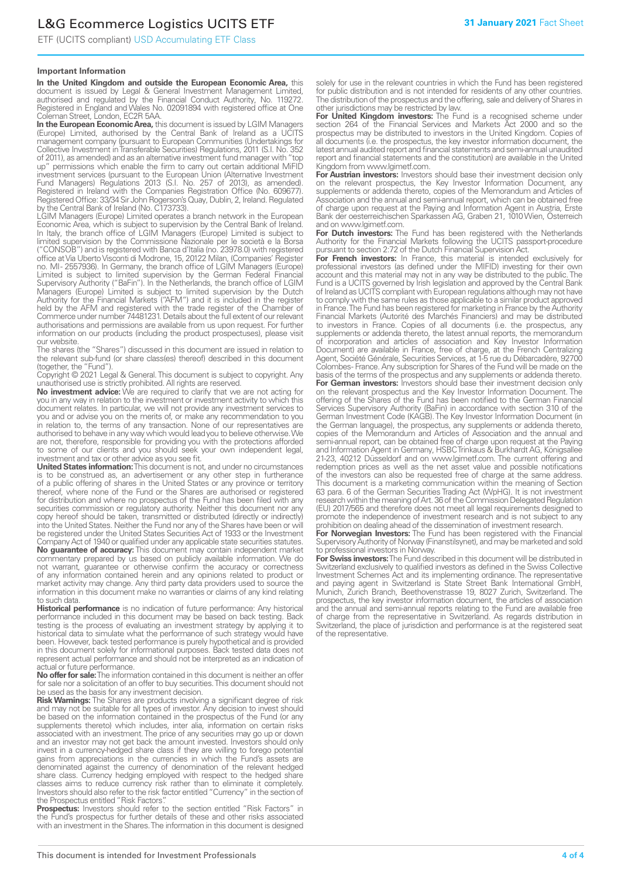### Important Information

**In the United Kingdom and outside the European Economic Area,** this document is issued by Legal & General Investment Management Limited, authorised and regulated by the Financial Conduct Authority, No. 119272. Registered in England and Wales No. 02091894 with registered office at One Coleman Street, London, EC2R 5AA.

**In the European Economic Area,** this document is issued by LGIM Managers (Europe) Limited, authorised by the Central Bank of Ireland as a UCITS management company (pursuant to European Communities (Undertakings for Collective Investment in Transferable Securities) Regulations, 2011 (S.I. No. 352 of 2011), as amended) and as an alternative investment fund manager with "top up" permissions which enable the firm to carry out certain additional MiFID investment services (pursuant to the European Union (Alternative Investment Fund Managers) Regulations 2013 (S.I. No. 257 of 2013), as amended). Registered in Ireland with the Companies Registration Office (No. 609677). Registered Office: 33/34 Sir John Rogerson's Quay, Dublin, 2, Ireland. Regulated by the Central Bank of Ireland (No. C173733).

LGIM Managers (Europe) Limited operates a branch network in the European Economic Area, which is subject to supervision by the Central Bank of Ireland. In Italy, the branch office of LGIM Managers (Europe) Limited is subject to limited supervision by the Commissione Nazionale per le società e la Borsa ("CONSOB") and is registered with Banca d'Italia (no. 23978.0) with registered office at Via Uberto Visconti di Modrone, 15, 20122 Milan, (Companies' Register no. MI - 2557936). In Germany, the branch office of LGIM Managers (Europe) Limited is subject to limited supervision by the German Federal Financial Supervisory Authority ("BaFin"). In the Netherlands, the branch office of LGIM Managers (Europe) Limited is subject to limited supervision by the Dutch Authority for the Financial Markets ("AFM") and it is included in the register held by the AFM and registered with the trade register of the Chamber of Commerce under number 74481231. Details about the full extent of our relevant authorisations and permissions are available from us upon request. For further information on our products (including the product prospectuses), please visit our website.

The shares (the "Shares") discussed in this document are issued in relation to the relevant sub-fund (or share class(es) thereof) described in this document (together, the "Fund").

Copyright © 2021 Legal & General. This document is subject to copyright. Any unauthorised use is strictly prohibited. All rights are reserved.

**No investment advice:** We are required to clarify that we are not acting for you in any way in relation to the investment or investment activity to which this document relates. In particular, we will not provide any investment services to you and or advise you on the merits of, or make any recommendation to you in relation to, the terms of any transaction. None of our representatives are authorised to behave in any way which would lead you to believe otherwise. We are not, therefore, responsible for providing you with the protections afforded to some of our clients and you should seek your own independent legal, investment and tax or other advice as you see fit.

**United States information:** This document is not, and under no circumstances is to be construed as, an advertisement or any other step in furtherance of a public offering of shares in the United States or any province or territory thereof, where none of the Fund or the Shares are authorised or registered for distribution and where no prospectus of the Fund has been filed with any securities commission or regulatory authority. Neither this document nor any copy hereof should be taken, transmitted or distributed (directly or indirectly) into the United States. Neither the Fund nor any of the Shares have been or will be registered under the United States Securities Act of 1933 or the Investment Company Act of 1940 or qualified under any applicable state securities statutes.

**No guarantee of accuracy:** This document may contain independent market commentary prepared by us based on publicly available information. We do not warrant, guarantee or otherwise confirm the accuracy or correctness of any information contained herein and any opinions related to product or market activity may change. Any third party data providers used to source the information in this document make no warranties or claims of any kind relating to such data.

**Historical performance** is no indication of future performance: Any historical performance included in this document may be based on back testing. Back testing is the process of evaluating an investment strategy by applying it to historical data to simulate what the performance of such strategy would have been. However, back tested performance is purely hypothetical and is provided in this document solely for informational purposes. Back tested data does not represent actual performance and should not be interpreted as an indication of actual or future performance.

**No offer for sale:** The information contained in this document is neither an offer for sale nor a solicitation of an offer to buy securities. This document should not be used as the basis for any investment decision.

**Risk Warnings:** The Shares are products involving a significant degree of risk and may not be suitable for all types of investor. Any decision to invest should be based on the information contained in the prospectus of the Fund (or any supplements thereto) which includes, inter alia, information on certain risks associated with an investment. The price of any securities may go up or down and an investor may not get back the amount invested. Investors should only invest in a currency-hedged share class if they are willing to forego potential gains from appreciations in the currencies in which the Fund's assets are denominated against the currency of denomination of the relevant hedged share class. Currency hedging employed with respect to the hedged share classes aims to reduce currency risk rather than to eliminate it completely. Investors should also refer to the risk factor entitled "Currency" in the section of the Prospectus entitled "Risk Factors".

**Prospectus:** Investors should refer to the section entitled "Risk Factors" in the Fund's prospectus for further details of these and other risks associated with an investment in the Shares. The information in this document is designed solely for use in the relevant countries in which the Fund has been registered for public distribution and is not intended for residents of any other countries. The distribution of the prospectus and the offering, sale and delivery of Shares in other jurisdictions may be restricted by law.

**For United Kingdom investors:** The Fund is a recognised scheme under section 264 of the Financial Services and Markets Act 2000 and so the prospectus may be distributed to investors in the United Kingdom. Copies of all documents (i.e. the prospectus, the key investor information document, the latest annual audited report and financial statements and semi-annual unaudited report and financial statements and the constitution) are available in the United Kingdom from www.lgimetf.com.

**For Austrian investors:** Investors should base their investment decision only on the relevant prospectus, the Key Investor Information Document, any supplements or addenda thereto, copies of the Memorandum and Articles of Association and the annual and semi-annual report, which can be obtained free of charge upon request at the Paying and Information Agent in Austria, Erste Bank der oesterreichischen Sparkassen AG, Graben 21, 1010 Wien, Österreich and on www.lgimetf.com.

**For Dutch investors:** The Fund has been registered with the Netherlands Authority for the Financial Markets following the UCITS passport-procedure pursuant to section 2:72 of the Dutch Financial Supervision Act.

**For French investors:** In France, this material is intended exclusively for professional investors (as defined under the MIFID) investing for their own account and this material may not in any way be distributed to the public. The Fund is a UCITS governed by Irish legislation and approved by the Central Bank of Ireland as UCITS compliant with European regulations although may not have to comply with the same rules as those applicable to a similar product approved in France. The Fund has been registered for marketing in France by the Authority Financial Markets (Autorité des Marchés Financiers) and may be distributed to investors in France. Copies of all documents (i.e. the prospectus, any supplements or addenda thereto, the latest annual reports, the memorandum of incorporation and articles of association and Key Investor Information Document) are available in France, free of charge, at the French Centralizing Agent, Société Générale, Securities Services, at 1-5 rue du Débarcadère, 92700 Colombes- France. Any subscription for Shares of the Fund will be made on the basis of the terms of the prospectus and any supplements or addenda thereto.

**For German investors:** Investors should base their investment decision only on the relevant prospectus and the Key Investor Information Document. The offering of the Shares of the Fund has been notified to the German Financial Services Supervisory Authority (BaFin) in accordance with section 310 of the German Investment Code (KAGB). The Key Investor Information Document (in the German language), the prospectus, any supplements or addenda thereto, copies of the Memorandum and Articles of Association and the annual and semi-annual report, can be obtained free of charge upon request at the Paying and Information Agent in Germany, HSBC Trinkaus & Burkhardt AG, Königsallee 21-23, 40212 Düsseldorf and on www.lgimetf.com. The current offering and redemption prices as well as the net asset value and possible notifications of the investors can also be requested free of charge at the same address. This document is a marketing communication within the meaning of Section 63 para. 6 of the German Securities Trading Act (WpHG). It is not investment research within the meaning of Art. 36 of the Commission Delegated Regulation (EU) 2017/565 and therefore does not meet all legal requirements designed to promote the independence of investment research and is not subject to any prohibition on dealing ahead of the dissemination of investment research.

**For Norwegian Investors:** The Fund has been registered with the Financial Supervisory Authority of Norway (Finanstilsynet), and may be marketed and sold to professional investors in Norway.

**For Swiss investors:** The Fund described in this document will be distributed in Switzerland exclusively to qualified investors as defined in the Swiss Collective Investment Schemes Act and its implementing ordinance. The representative and paying agent in Switzerland is State Street Bank International GmbH, Munich, Zurich Branch, Beethovenstrasse 19, 8027 Zurich, Switzerland. The prospectus, the key investor information document, the articles of association and the annual and semi-annual reports relating to the Fund are available free of charge from the representative in Switzerland. As regards distribution in Switzerland, the place of jurisdiction and performance is at the registered seat of the representative.